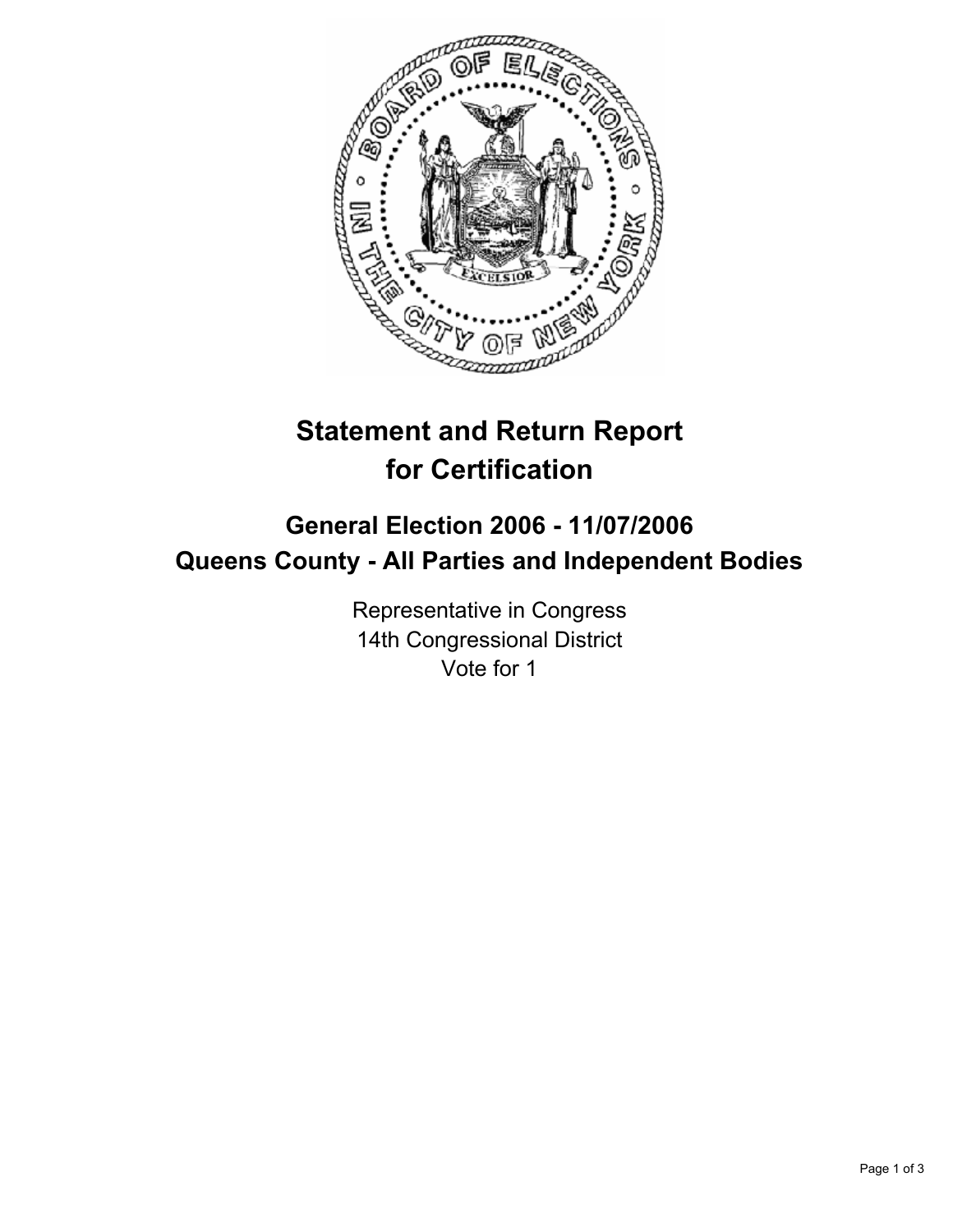# Statement and Return Report for Certification

## General Election 2006 - 11/07/2006
## Queens County - All Parties and Independent Bodies

Representative in Congress
14th Congressional District
Vote for 1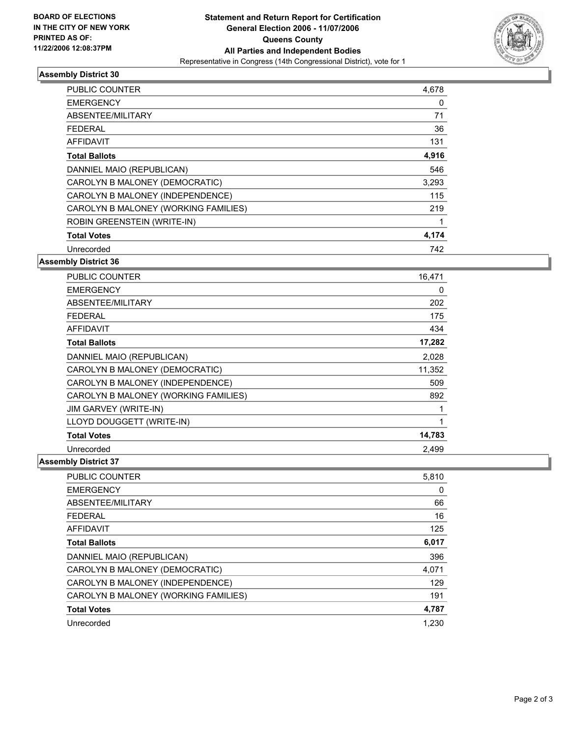**BOARD OF ELECTIONS**
**IN THE CITY OF NEW YORK**
**PRINTED AS OF:**
**11/22/2006 12:08:37PM**

# Statement and Return Report for Certification
## General Election 2006 - 11/07/2006
## Queens County
## All Parties and Independent Bodies
Representative in Congress (14th Congressional District), vote for 1

### Assembly District 30

| | |
|---|---|
| PUBLIC COUNTER | 4,678 |
| EMERGENCY | 0 |
| ABSENTEE/MILITARY | 71 |
| FEDERAL | 36 |
| AFFIDAVIT | 131 |
| **Total Ballots** | **4,916** |
| DANNIEL MAIO (REPUBLICAN) | 546 |
| CAROLYN B MALONEY (DEMOCRATIC) | 3,293 |
| CAROLYN B MALONEY (INDEPENDENCE) | 115 |
| CAROLYN B MALONEY (WORKING FAMILIES) | 219 |
| ROBIN GREENSTEIN (WRITE-IN) | 1 |
| **Total Votes** | **4,174** |
| Unrecorded | 742 |

### Assembly District 36

| | |
|---|---|
| PUBLIC COUNTER | 16,471 |
| EMERGENCY | 0 |
| ABSENTEE/MILITARY | 202 |
| FEDERAL | 175 |
| AFFIDAVIT | 434 |
| **Total Ballots** | **17,282** |
| DANNIEL MAIO (REPUBLICAN) | 2,028 |
| CAROLYN B MALONEY (DEMOCRATIC) | 11,352 |
| CAROLYN B MALONEY (INDEPENDENCE) | 509 |
| CAROLYN B MALONEY (WORKING FAMILIES) | 892 |
| JIM GARVEY (WRITE-IN) | 1 |
| LLOYD DOUGGETT (WRITE-IN) | 1 |
| **Total Votes** | **14,783** |
| Unrecorded | 2,499 |

### Assembly District 37

| | |
|---|---|
| PUBLIC COUNTER | 5,810 |
| EMERGENCY | 0 |
| ABSENTEE/MILITARY | 66 |
| FEDERAL | 16 |
| AFFIDAVIT | 125 |
| **Total Ballots** | **6,017** |
| DANNIEL MAIO (REPUBLICAN) | 396 |
| CAROLYN B MALONEY (DEMOCRATIC) | 4,071 |
| CAROLYN B MALONEY (INDEPENDENCE) | 129 |
| CAROLYN B MALONEY (WORKING FAMILIES) | 191 |
| **Total Votes** | **4,787** |
| Unrecorded | 1,230 |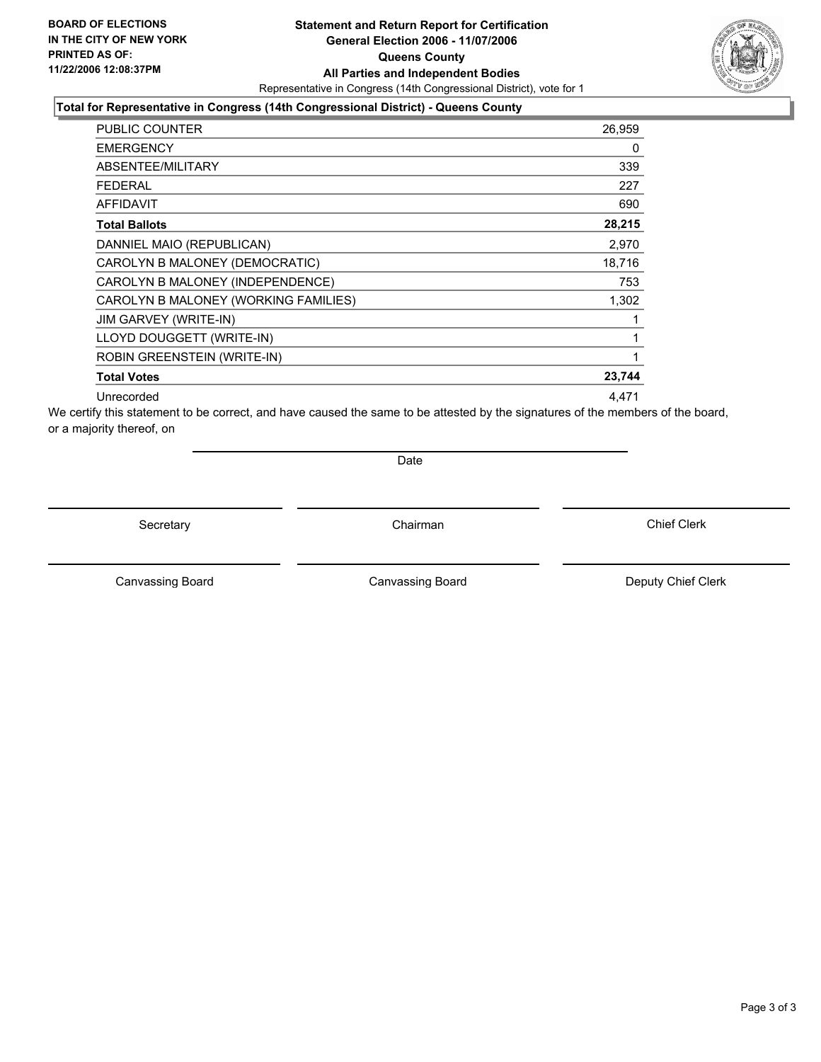**BOARD OF ELECTIONS IN THE CITY OF NEW YORK PRINTED AS OF: 11/22/2006 12:08:37PM**

**Statement and Return Report for Certification**
**General Election 2006 - 11/07/2006**
**Queens County**
**All Parties and Independent Bodies**
Representative in Congress (14th Congressional District), vote for 1

**Total for Representative in Congress (14th Congressional District) - Queens County**

| | |
|---|---|
| PUBLIC COUNTER | 26,959 |
| EMERGENCY | 0 |
| ABSENTEE/MILITARY | 339 |
| FEDERAL | 227 |
| AFFIDAVIT | 690 |
| **Total Ballots** | **28,215** |
| DANNIEL MAIO (REPUBLICAN) | 2,970 |
| CAROLYN B MALONEY (DEMOCRATIC) | 18,716 |
| CAROLYN B MALONEY (INDEPENDENCE) | 753 |
| CAROLYN B MALONEY (WORKING FAMILIES) | 1,302 |
| JIM GARVEY (WRITE-IN) | 1 |
| LLOYD DOUGGETT (WRITE-IN) | 1 |
| ROBIN GREENSTEIN (WRITE-IN) | 1 |
| **Total Votes** | **23,744** |
| Unrecorded | 4,471 |

We certify this statement to be correct, and have caused the same to be attested by the signatures of the members of the board, or a majority thereof, on

Date

Secretary

Chairman

Chief Clerk

Canvassing Board

Canvassing Board

Deputy Chief Clerk